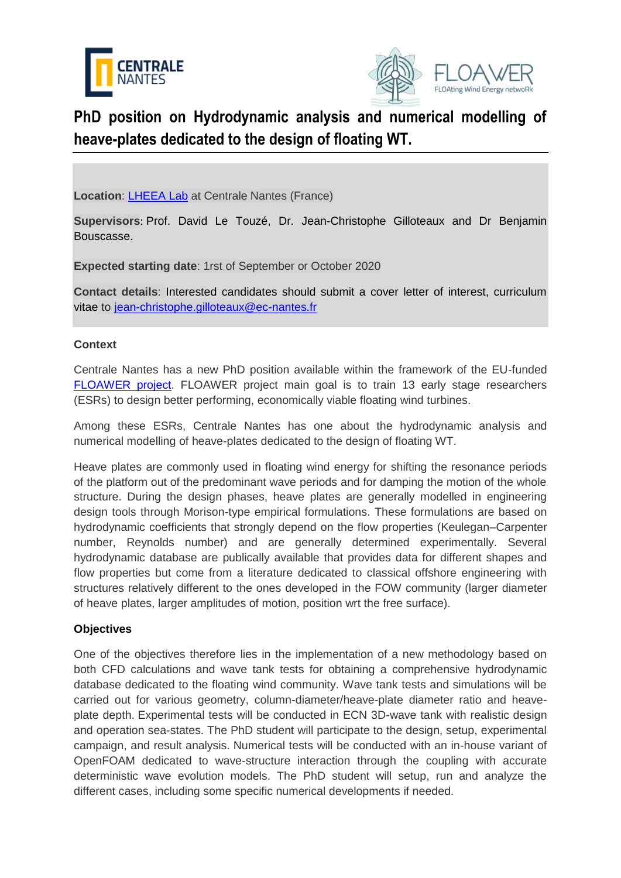# PhD position on Hydrodynamic analysis and numerical modelling of heave-plates dedicated to the design of floating WT.

**Location**: LHEEA Lab at Centrale Nantes (France)

**Supervisors**: Prof. David Le Touzé, Dr. Jean-Christophe Gilloteaux and Dr Benjamin Bouscasse.

**Expected starting date**: 1rst of September or October 2020

**Contact details**: Interested candidates should submit a cover letter of interest, curriculum vitae to jean-christophe.gilloteaux@ec-nantes.fr

**Context**

Centrale Nantes has a new PhD position available within the framework of the EU-funded FLOAWER project. FLOAWER project main goal is to train 13 early stage researchers (ESRs) to design better performing, economically viable floating wind turbines.

Among these ESRs, Centrale Nantes has one about the hydrodynamic analysis and numerical modelling of heave-plates dedicated to the design of floating WT.

Heave plates are commonly used in floating wind energy for shifting the resonance periods of the platform out of the predominant wave periods and for damping the motion of the whole structure. During the design phases, heave plates are generally modelled in engineering design tools through Morison-type empirical formulations. These formulations are based on hydrodynamic coefficients that strongly depend on the flow properties (Keulegan–Carpenter number, Reynolds number) and are generally determined experimentally. Several hydrodynamic database are publically available that provides data for different shapes and flow properties but come from a literature dedicated to classical offshore engineering with structures relatively different to the ones developed in the FOW community (larger diameter of heave plates, larger amplitudes of motion, position wrt the free surface).

**Objectives**

One of the objectives therefore lies in the implementation of a new methodology based on both CFD calculations and wave tank tests for obtaining a comprehensive hydrodynamic database dedicated to the floating wind community. Wave tank tests and simulations will be carried out for various geometry, column-diameter/heave-plate diameter ratio and heave-plate depth. Experimental tests will be conducted in ECN 3D-wave tank with realistic design and operation sea-states. The PhD student will participate to the design, setup, experimental campaign, and result analysis. Numerical tests will be conducted with an in-house variant of OpenFOAM dedicated to wave-structure interaction through the coupling with accurate deterministic wave evolution models. The PhD student will setup, run and analyze the different cases, including some specific numerical developments if needed.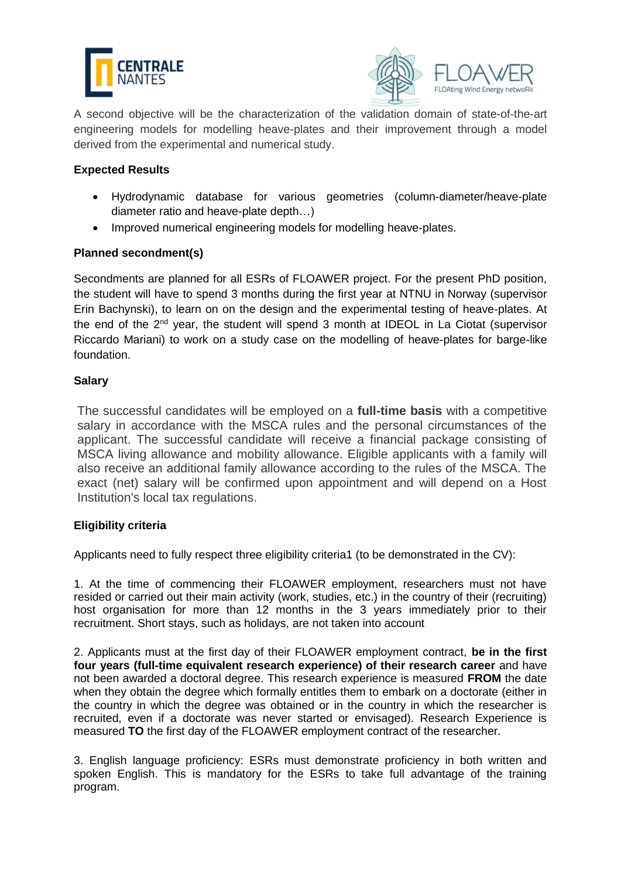A second objective will be the characterization of the validation domain of state-of-the-art engineering models for modelling heave-plates and their improvement through a model derived from the experimental and numerical study.

**Expected Results**

- Hydrodynamic database for various geometries (column-diameter/heave-plate diameter ratio and heave-plate depth…)
- Improved numerical engineering models for modelling heave-plates.

**Planned secondment(s)**

Secondments are planned for all ESRs of FLOAWER project. For the present PhD position, the student will have to spend 3 months during the first year at NTNU in Norway (supervisor Erin Bachynski), to learn on on the design and the experimental testing of heave-plates. At the end of the 2nd year, the student will spend 3 month at IDEOL in La Ciotat (supervisor Riccardo Mariani) to work on a study case on the modelling of heave-plates for barge-like foundation.

**Salary**

The successful candidates will be employed on a **full-time basis** with a competitive salary in accordance with the MSCA rules and the personal circumstances of the applicant. The successful candidate will receive a financial package consisting of MSCA living allowance and mobility allowance. Eligible applicants with a family will also receive an additional family allowance according to the rules of the MSCA. The exact (net) salary will be confirmed upon appointment and will depend on a Host Institution's local tax regulations.

**Eligibility criteria**

Applicants need to fully respect three eligibility criteria1 (to be demonstrated in the CV):

1. At the time of commencing their FLOAWER employment, researchers must not have resided or carried out their main activity (work, studies, etc.) in the country of their (recruiting) host organisation for more than 12 months in the 3 years immediately prior to their recruitment. Short stays, such as holidays, are not taken into account

2. Applicants must at the first day of their FLOAWER employment contract, **be in the first four years (full-time equivalent research experience) of their research career** and have not been awarded a doctoral degree. This research experience is measured **FROM** the date when they obtain the degree which formally entitles them to embark on a doctorate (either in the country in which the degree was obtained or in the country in which the researcher is recruited, even if a doctorate was never started or envisaged). Research Experience is measured **TO** the first day of the FLOAWER employment contract of the researcher.

3. English language proficiency: ESRs must demonstrate proficiency in both written and spoken English. This is mandatory for the ESRs to take full advantage of the training program.